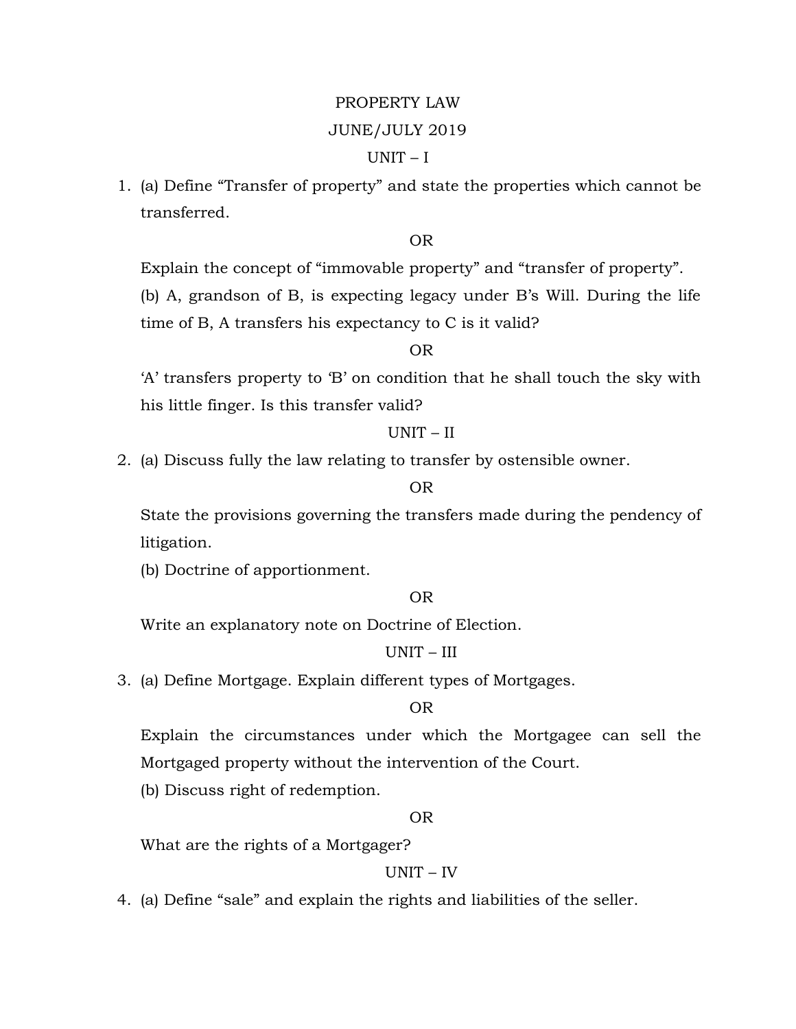# PROPERTY LAW

## JUNE/JULY 2019

### UNIT – I

1. (a) Define "Transfer of property" and state the properties which cannot be transferred.

   OR

   Explain the concept of "immovable property" and "transfer of property".

   (b) A, grandson of B, is expecting legacy under B's Will. During the life time of B, A transfers his expectancy to C is it valid?

   OR

   'A' transfers property to 'B' on condition that he shall touch the sky with his little finger. Is this transfer valid?

### UNIT – II

2. (a) Discuss fully the law relating to transfer by ostensible owner.

   OR

   State the provisions governing the transfers made during the pendency of litigation.

   (b) Doctrine of apportionment.

   OR

   Write an explanatory note on Doctrine of Election.

### UNIT – III

3. (a) Define Mortgage. Explain different types of Mortgages.

   OR

   Explain the circumstances under which the Mortgagee can sell the Mortgaged property without the intervention of the Court.

   (b) Discuss right of redemption.

   OR

   What are the rights of a Mortgager?

### UNIT – IV

4. (a) Define "sale" and explain the rights and liabilities of the seller.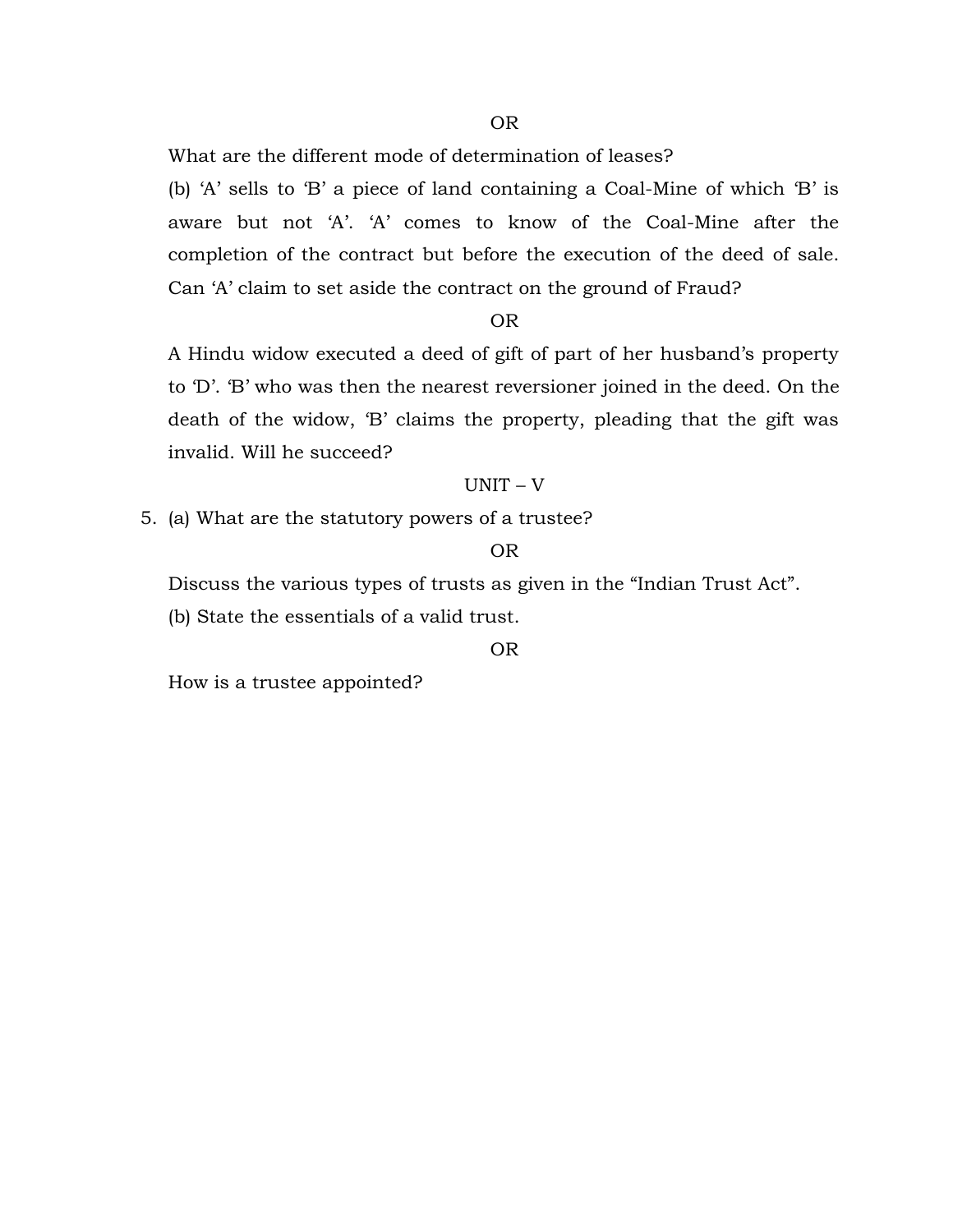OR

What are the different mode of determination of leases?

(b) 'A' sells to 'B' a piece of land containing a Coal-Mine of which 'B' is aware but not 'A'. 'A' comes to know of the Coal-Mine after the completion of the contract but before the execution of the deed of sale. Can 'A' claim to set aside the contract on the ground of Fraud?

OR

A Hindu widow executed a deed of gift of part of her husband's property to 'D'. 'B' who was then the nearest reversioner joined in the deed. On the death of the widow, 'B' claims the property, pleading that the gift was invalid. Will he succeed?

UNIT – V

5. (a) What are the statutory powers of a trustee?

OR

Discuss the various types of trusts as given in the "Indian Trust Act".

(b) State the essentials of a valid trust.

OR

How is a trustee appointed?